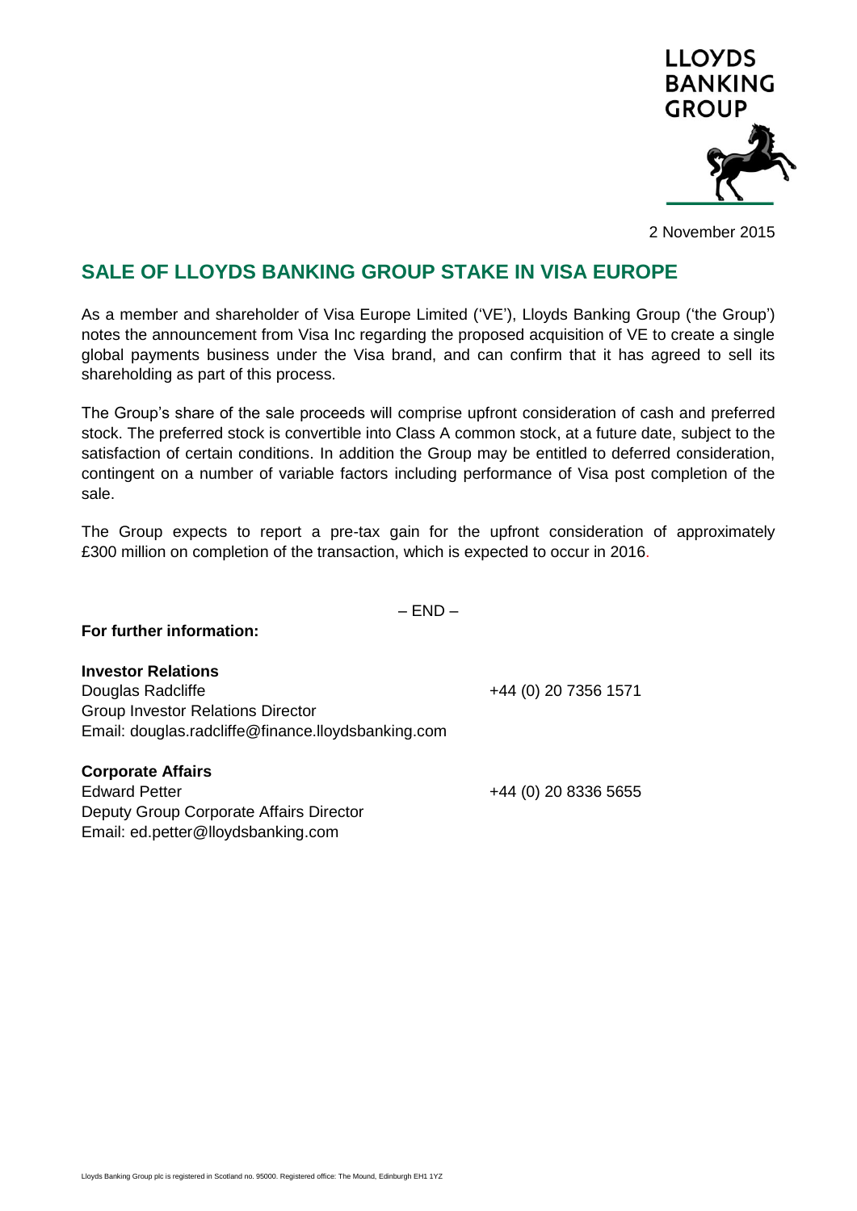LLOYDS BANKING GROUP

2 November 2015

# SALE OF LLOYDS BANKING GROUP STAKE IN VISA EUROPE

As a member and shareholder of Visa Europe Limited ('VE'), Lloyds Banking Group ('the Group') notes the announcement from Visa Inc regarding the proposed acquisition of VE to create a single global payments business under the Visa brand, and can confirm that it has agreed to sell its shareholding as part of this process.

The Group's share of the sale proceeds will comprise upfront consideration of cash and preferred stock. The preferred stock is convertible into Class A common stock, at a future date, subject to the satisfaction of certain conditions. In addition the Group may be entitled to deferred consideration, contingent on a number of variable factors including performance of Visa post completion of the sale.

The Group expects to report a pre-tax gain for the upfront consideration of approximately £300 million on completion of the transaction, which is expected to occur in 2016.

– END –

**For further information:**

**Investor Relations**
Douglas Radcliffe — +44 (0) 20 7356 1571
Group Investor Relations Director
Email: douglas.radcliffe@finance.lloydsbanking.com

**Corporate Affairs**
Edward Petter — +44 (0) 20 8336 5655
Deputy Group Corporate Affairs Director
Email: ed.petter@lloydsbanking.com

Lloyds Banking Group plc is registered in Scotland no. 95000. Registered office: The Mound, Edinburgh EH1 1YZ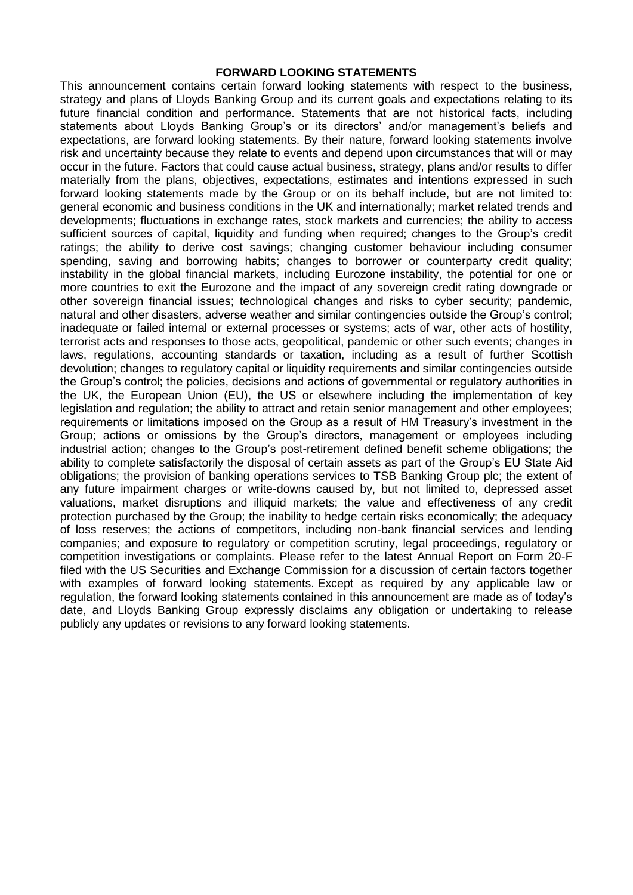**FORWARD LOOKING STATEMENTS**

This announcement contains certain forward looking statements with respect to the business, strategy and plans of Lloyds Banking Group and its current goals and expectations relating to its future financial condition and performance. Statements that are not historical facts, including statements about Lloyds Banking Group's or its directors' and/or management's beliefs and expectations, are forward looking statements. By their nature, forward looking statements involve risk and uncertainty because they relate to events and depend upon circumstances that will or may occur in the future. Factors that could cause actual business, strategy, plans and/or results to differ materially from the plans, objectives, expectations, estimates and intentions expressed in such forward looking statements made by the Group or on its behalf include, but are not limited to: general economic and business conditions in the UK and internationally; market related trends and developments; fluctuations in exchange rates, stock markets and currencies; the ability to access sufficient sources of capital, liquidity and funding when required; changes to the Group's credit ratings; the ability to derive cost savings; changing customer behaviour including consumer spending, saving and borrowing habits; changes to borrower or counterparty credit quality; instability in the global financial markets, including Eurozone instability, the potential for one or more countries to exit the Eurozone and the impact of any sovereign credit rating downgrade or other sovereign financial issues; technological changes and risks to cyber security; pandemic, natural and other disasters, adverse weather and similar contingencies outside the Group's control; inadequate or failed internal or external processes or systems; acts of war, other acts of hostility, terrorist acts and responses to those acts, geopolitical, pandemic or other such events; changes in laws, regulations, accounting standards or taxation, including as a result of further Scottish devolution; changes to regulatory capital or liquidity requirements and similar contingencies outside the Group's control; the policies, decisions and actions of governmental or regulatory authorities in the UK, the European Union (EU), the US or elsewhere including the implementation of key legislation and regulation; the ability to attract and retain senior management and other employees; requirements or limitations imposed on the Group as a result of HM Treasury's investment in the Group; actions or omissions by the Group's directors, management or employees including industrial action; changes to the Group's post-retirement defined benefit scheme obligations; the ability to complete satisfactorily the disposal of certain assets as part of the Group's EU State Aid obligations; the provision of banking operations services to TSB Banking Group plc; the extent of any future impairment charges or write-downs caused by, but not limited to, depressed asset valuations, market disruptions and illiquid markets; the value and effectiveness of any credit protection purchased by the Group; the inability to hedge certain risks economically; the adequacy of loss reserves; the actions of competitors, including non-bank financial services and lending companies; and exposure to regulatory or competition scrutiny, legal proceedings, regulatory or competition investigations or complaints. Please refer to the latest Annual Report on Form 20-F filed with the US Securities and Exchange Commission for a discussion of certain factors together with examples of forward looking statements. Except as required by any applicable law or regulation, the forward looking statements contained in this announcement are made as of today's date, and Lloyds Banking Group expressly disclaims any obligation or undertaking to release publicly any updates or revisions to any forward looking statements.